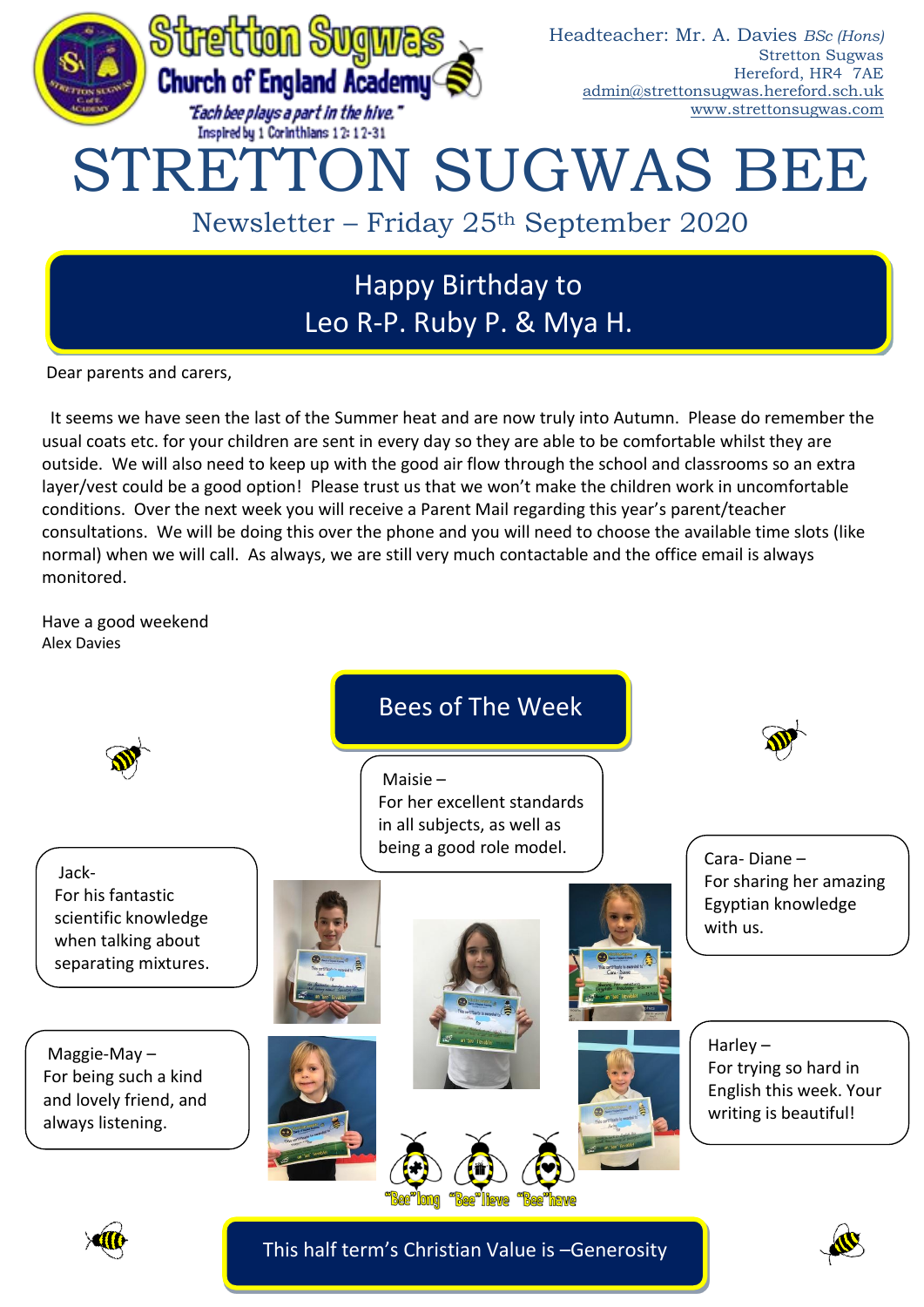Stretton Sugwas Church of England Academy

*"Each bee plays a part in the hive."*
Inspired by 1 Corinthians 12: 12-31

Headteacher: Mr. A. Davies *BSc (Hons)*
Stretton Sugwas
Hereford, HR4 7AE
admin@strettonsugwas.hereford.sch.uk
www.strettonsugwas.com

# STRETTON SUGWAS BEE

## Newsletter – Friday 25th September 2020

**Happy Birthday to Leo R-P. Ruby P. & Mya H.**

Dear parents and carers,

It seems we have seen the last of the Summer heat and are now truly into Autumn. Please do remember the usual coats etc. for your children are sent in every day so they are able to be comfortable whilst they are outside. We will also need to keep up with the good air flow through the school and classrooms so an extra layer/vest could be a good option! Please trust us that we won't make the children work in uncomfortable conditions. Over the next week you will receive a Parent Mail regarding this year's parent/teacher consultations. We will be doing this over the phone and you will need to choose the available time slots (like normal) when we will call. As always, we are still very much contactable and the office email is always monitored.

Have a good weekend
Alex Davies

## Bees of The Week

Maisie – For her excellent standards in all subjects, as well as being a good role model.

Jack- For his fantastic scientific knowledge when talking about separating mixtures.

Cara- Diane – For sharing her amazing Egyptian knowledge with us.

Maggie-May – For being such a kind and lovely friend, and always listening.

Harley – For trying so hard in English this week. Your writing is beautiful!

"Bee"long "Bee"lieve "Bee"have

**This half term's Christian Value is –Generosity**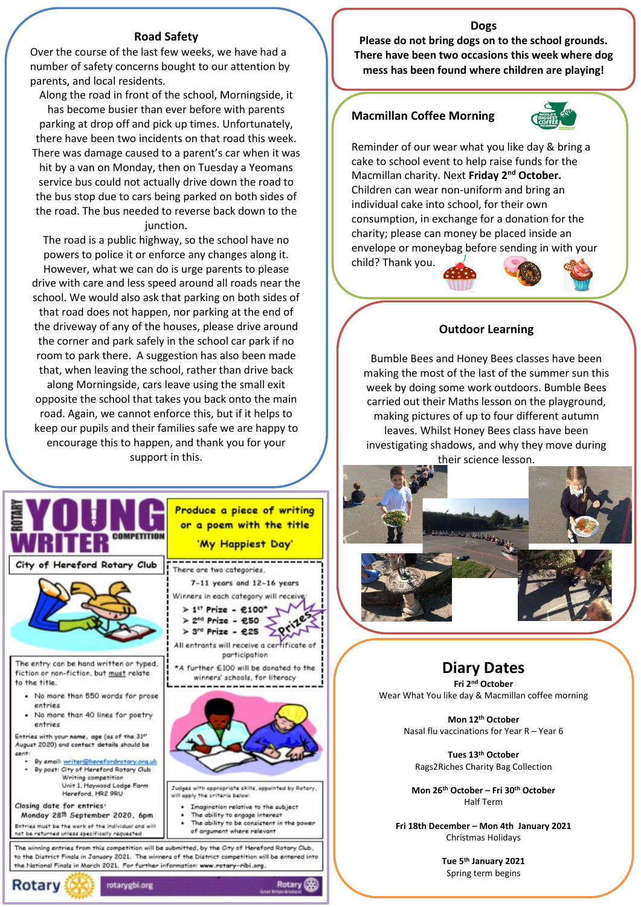## Road Safety

Over the course of the last few weeks, we have had a number of safety concerns bought to our attention by parents, and local residents.

Along the road in front of the school, Morningside, it has become busier than ever before with parents parking at drop off and pick up times. Unfortunately, there have been two incidents on that road this week. There was damage caused to a parent's car when it was hit by a van on Monday, then on Tuesday a Yeomans service bus could not actually drive down the road to the bus stop due to cars being parked on both sides of the road. The bus needed to reverse back down to the junction.

The road is a public highway, so the school have no powers to police it or enforce any changes along it. However, what we can do is urge parents to please drive with care and less speed around all roads near the school. We would also ask that parking on both sides of that road does not happen, nor parking at the end of the driveway of any of the houses, please drive around the corner and park safely in the school car park if no room to park there. A suggestion has also been made that, when leaving the school, rather than drive back along Morningside, cars leave using the small exit opposite the school that takes you back onto the main road. Again, we cannot enforce this, but if it helps to keep our pupils and their families safe we are happy to encourage this to happen, and thank you for your support in this.

## Dogs

**Please do not bring dogs on to the school grounds. There have been two occasions this week where dog mess has been found where children are playing!**

## Macmillan Coffee Morning

Reminder of our wear what you like day & bring a cake to school event to help raise funds for the Macmillan charity. Next **Friday 2nd October.** Children can wear non-uniform and bring an individual cake into school, for their own consumption, in exchange for a donation for the charity; please can money be placed inside an envelope or moneybag before sending in with your child? Thank you.

## Outdoor Learning

Bumble Bees and Honey Bees classes have been making the most of the last of the summer sun this week by doing some work outdoors. Bumble Bees carried out their Maths lesson on the playground, making pictures of up to four different autumn leaves. Whilst Honey Bees class have been investigating shadows, and why they move during their science lesson.

## ROTARY YOUNG WRITER COMPETITION

City of Hereford Rotary Club

**Produce a piece of writing or a poem with the title 'My Happiest Day'**

There are two categories,
7-11 years and 12-16 years

Winners in each category will receive:

- 1st Prize - £100*
- 2nd Prize - £50
- 3rd Prize - £25

Prizes

All entrants will receive a certificate of participation

*A further £100 will be donated to the winners' schools, for literacy

The entry can be hand written or typed, fiction or non-fiction, but must relate to the title.

- No more than 550 words for prose entries
- No more than 40 lines for poetry entries

Entries with your name, age (as of the 31st August 2020) and contact details should be sent:

- By email: writer@herefordrotary.org.uk
- By post: City of Hereford Rotary Club Writing competition Unit 1, Haywood Lodge Farm Hereford, HR2 9RU

Closing date for entries: Monday 28th September 2020, 6pm

Entries must be the work of the individual and will not be returned unless specifically requested

Judges with appropriate skills, appointed by Rotary, will apply the criteria below:

- Imagination relative to the subject
- The ability to engage interest
- The ability to be consistent in the power of argument where relevant

The winning entries from this competition will be submitted, by the City of Hereford Rotary Club, to the District Finals in January 2021. The winners of the District competition will be entered into the National Finals in March 2021. For further information: www.rotary-ribi.org.

Rotary rotarygbi.org

## Diary Dates

**Fri 2nd October**
Wear What You like day & Macmillan coffee morning

**Mon 12th October**
Nasal flu vaccinations for Year R – Year 6

**Tues 13th October**
Rags2Riches Charity Bag Collection

**Mon 26th October – Fri 30th October**
Half Term

**Fri 18th December – Mon 4th January 2021**
Christmas Holidays

**Tue 5th January 2021**
Spring term begins